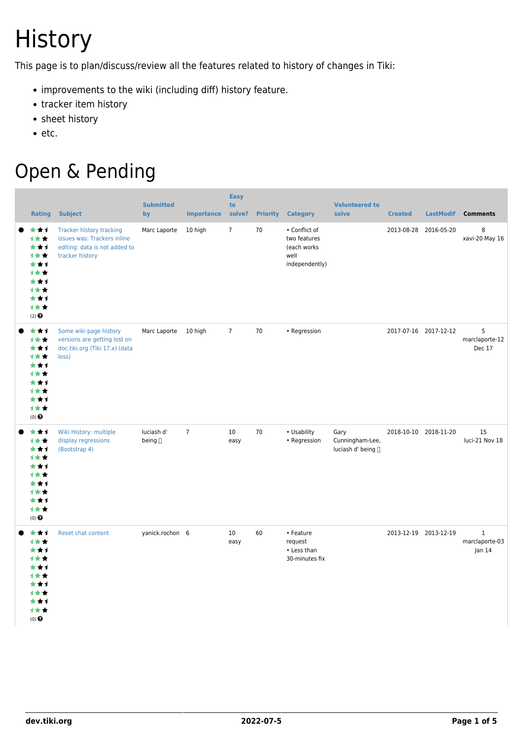# History

This page is to plan/discuss/review all the features related to history of changes in Tiki:

- improvements to the wiki (including diff) history feature.
- tracker item history
- sheet history
- etc.

# Open & Pending

| | Rating | Subject | Submitted by | Importance | Easy to solve? | Priority | Category | Volunteered to solve | Created | LastModif | Comments |
|---|---|---|---|---|---|---|---|---|---|---|---|
| ● | (2) | Tracker history tracking issues was: Trackers inline editing: data is not added to tracker history | Marc Laporte | 10 high | 7 | 70 | • Conflict of two features (each works well independently) | | 2013-08-28 | 2016-05-20 | 8 xavi-20 May 16 |
| ● | (0) | Some wiki page history versions are getting lost on doc.tiki.org (Tiki 17.x) (data loss) | Marc Laporte | 10 high | 7 | 70 | • Regression | | 2017-07-16 | 2017-12-12 | 5 marclaporte-12 Dec 17 |
| ● | (0) | Wiki History: multiple display regressions (Bootstrap 4) | luciash d' being | 7 | 10 easy | 70 | • Usability • Regression | Gary Cunningham-Lee, luciash d' being | 2018-10-10 | 2018-11-20 | 15 luci-21 Nov 18 |
| ● | (0) | Reset chat content | yanick.rochon | 6 | 10 easy | 60 | • Feature request • Less than 30-minutes fix | | 2013-12-19 | 2013-12-19 | 1 marclaporte-03 Jan 14 |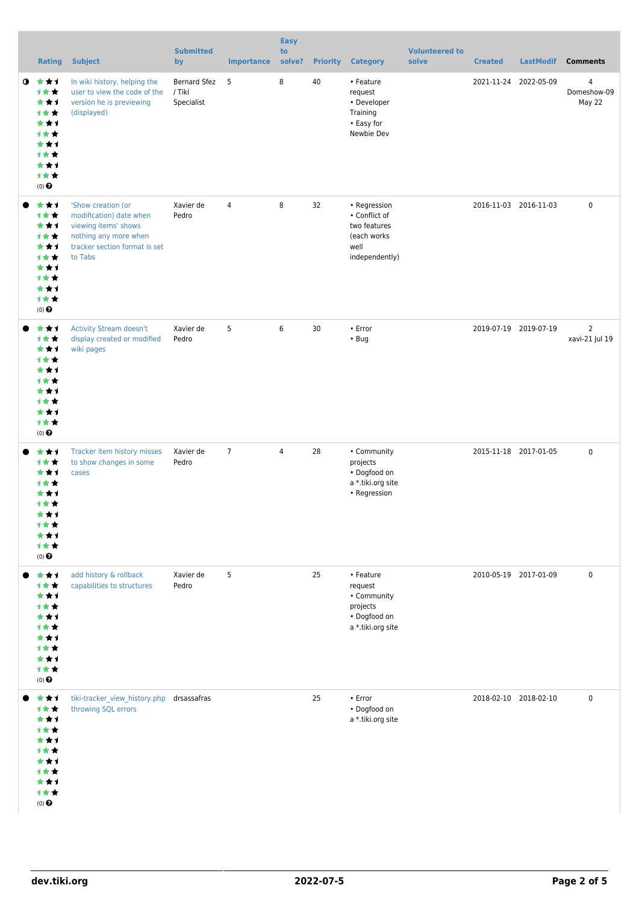| | Rating | Subject | Submitted by | Importance | Easy to solve? | Priority | Category | Volunteered to solve | Created | LastModif | Comments |
|---|---|---|---|---|---|---|---|---|---|---|---|
| ◑ | (0) | In wiki history, helping the user to view the code of the version he is previewing (displayed) | Bernard Sfez / Tiki Specialist | 5 | 8 | 40 | • Feature request<br>• Developer Training<br>• Easy for Newbie Dev | | 2021-11-24 | 2022-05-09 | 4<br>Domeshow-09 May 22 |
| ● | (0) | 'Show creation (or modification) date when viewing items' shows nothing any more when tracker section format is set to Tabs | Xavier de Pedro | 4 | 8 | 32 | • Regression<br>• Conflict of two features (each works well independently) | | 2016-11-03 | 2016-11-03 | 0 |
| ● | (0) | Activity Stream doesn't display created or modified wiki pages | Xavier de Pedro | 5 | 6 | 30 | • Error<br>• Bug | | 2019-07-19 | 2019-07-19 | 2<br>xavi-21 Jul 19 |
| ● | (0) | Tracker item history misses to show changes in some cases | Xavier de Pedro | 7 | 4 | 28 | • Community projects<br>• Dogfood on a *.tiki.org site<br>• Regression | | 2015-11-18 | 2017-01-05 | 0 |
| ● | (0) | add history & rollback capabilities to structures | Xavier de Pedro | 5 | | 25 | • Feature request<br>• Community projects<br>• Dogfood on a *.tiki.org site | | 2010-05-19 | 2017-01-09 | 0 |
| ● | (0) | tiki-tracker_view_history.php throwing SQL errors | drsassafras | | | 25 | • Error<br>• Dogfood on a *.tiki.org site | | 2018-02-10 | 2018-02-10 | 0 |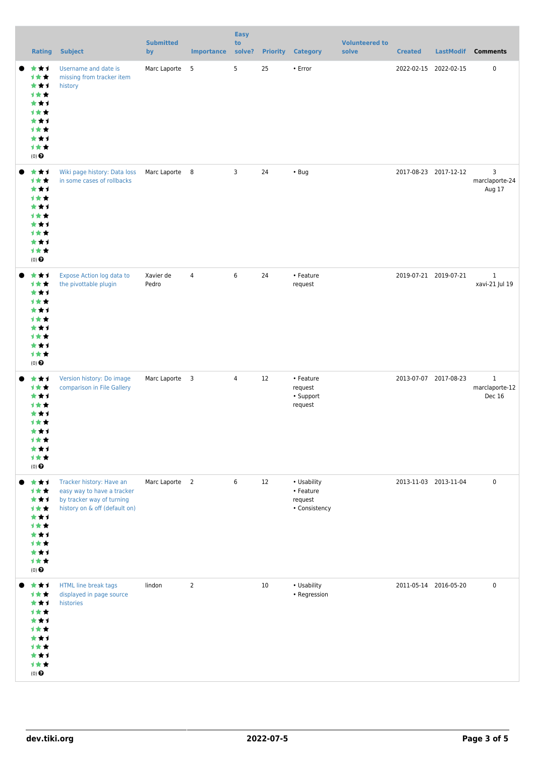| Rating | Subject | Submitted by | Importance | Easy to solve? | Priority | Category | Volunteered to solve | Created | LastModif | Comments |
|---|---|---|---|---|---|---|---|---|---|---|
| (0) | Username and date is missing from tracker item history | Marc Laporte | 5 | 5 | 25 | • Error | | 2022-02-15 | 2022-02-15 | 0 |
| (0) | Wiki page history: Data loss in some cases of rollbacks | Marc Laporte | 8 | 3 | 24 | • Bug | | 2017-08-23 | 2017-12-12 | 3 marclaporte-24 Aug 17 |
| (0) | Expose Action log data to the pivottable plugin | Xavier de Pedro | 4 | 6 | 24 | • Feature request | | 2019-07-21 | 2019-07-21 | 1 xavi-21 Jul 19 |
| (0) | Version history: Do image comparison in File Gallery | Marc Laporte | 3 | 4 | 12 | • Feature request • Support request | | 2013-07-07 | 2017-08-23 | 1 marclaporte-12 Dec 16 |
| (0) | Tracker history: Have an easy way to have a tracker by tracker way of turning history on & off (default on) | Marc Laporte | 2 | 6 | 12 | • Usability • Feature request • Consistency | | 2013-11-03 | 2013-11-04 | 0 |
| (0) | HTML line break tags displayed in page source histories | lindon | 2 | | 10 | • Usability • Regression | | 2011-05-14 | 2016-05-20 | 0 |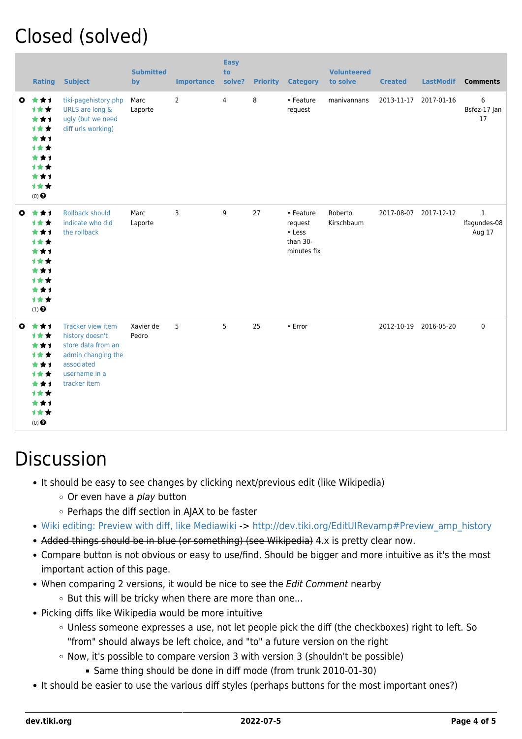# Closed (solved)

| | Rating | Subject | Submitted by | Importance | Easy to solve? | Priority | Category | Volunteered to solve | Created | LastModif | Comments |
|---|---|---|---|---|---|---|---|---|---|---|---|
| | (0) | tiki-pagehistory.php URLS are long & ugly (but we need diff urls working) | Marc Laporte | 2 | 4 | 8 | • Feature request | manivannans | 2013-11-17 | 2017-01-16 | 6 Bsfez-17 Jan 17 |
| | (1) | Rollback should indicate who did the rollback | Marc Laporte | 3 | 9 | 27 | • Feature request • Less than 30-minutes fix | Roberto Kirschbaum | 2017-08-07 | 2017-12-12 | 1 lfagundes-08 Aug 17 |
| | (0) | Tracker view item history doesn't store data from an admin changing the associated username in a tracker item | Xavier de Pedro | 5 | 5 | 25 | • Error | | 2012-10-19 | 2016-05-20 | 0 |

# Discussion

- It should be easy to see changes by clicking next/previous edit (like Wikipedia)
  - Or even have a *play* button
  - Perhaps the diff section in AJAX to be faster
- Wiki editing: Preview with diff, like Mediawiki -> http://dev.tiki.org/EditUIRevamp#Preview_amp_history
- ~~Added things should be in blue (or something) (see Wikipedia)~~ 4.x is pretty clear now.
- Compare button is not obvious or easy to use/find. Should be bigger and more intuitive as it's the most important action of this page.
- When comparing 2 versions, it would be nice to see the *Edit Comment* nearby
  - But this will be tricky when there are more than one...
- Picking diffs like Wikipedia would be more intuitive
  - Unless someone expresses a use, not let people pick the diff (the checkboxes) right to left. So "from" should always be left choice, and "to" a future version on the right
  - Now, it's possible to compare version 3 with version 3 (shouldn't be possible)
    - Same thing should be done in diff mode (from trunk 2010-01-30)
- It should be easier to use the various diff styles (perhaps buttons for the most important ones?)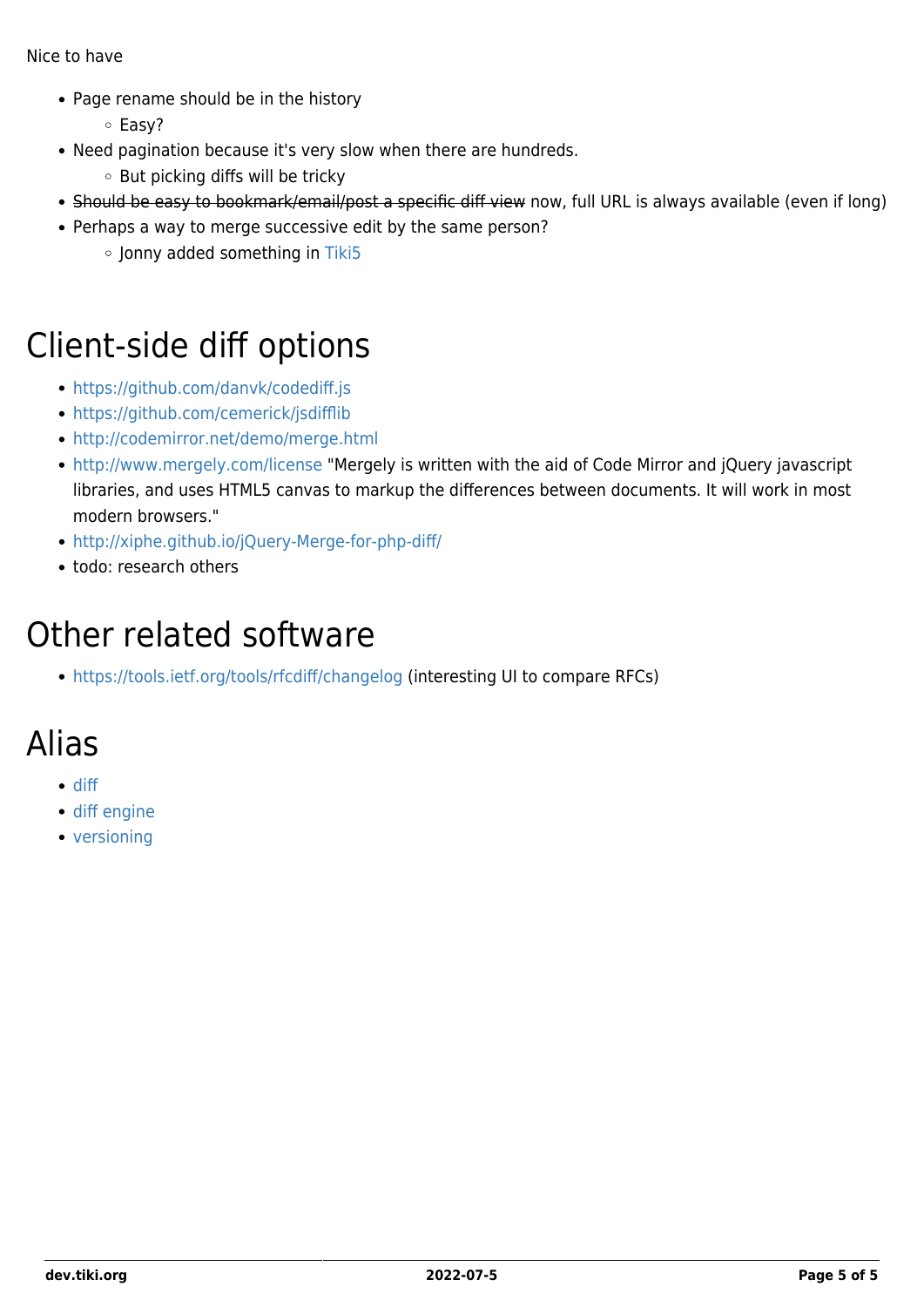Nice to have

- Page rename should be in the history
  - Easy?
- Need pagination because it's very slow when there are hundreds.
  - But picking diffs will be tricky
- ~~Should be easy to bookmark/email/post a specific diff view~~ now, full URL is always available (even if long)
- Perhaps a way to merge successive edit by the same person?
  - Jonny added something in Tiki5

# Client-side diff options

- https://github.com/danvk/codediff.js
- https://github.com/cemerick/jsdifflib
- http://codemirror.net/demo/merge.html
- http://www.mergely.com/license "Mergely is written with the aid of Code Mirror and jQuery javascript libraries, and uses HTML5 canvas to markup the differences between documents. It will work in most modern browsers."
- http://xiphe.github.io/jQuery-Merge-for-php-diff/
- todo: research others

# Other related software

- https://tools.ietf.org/tools/rfcdiff/changelog (interesting UI to compare RFCs)

# Alias

- diff
- diff engine
- versioning